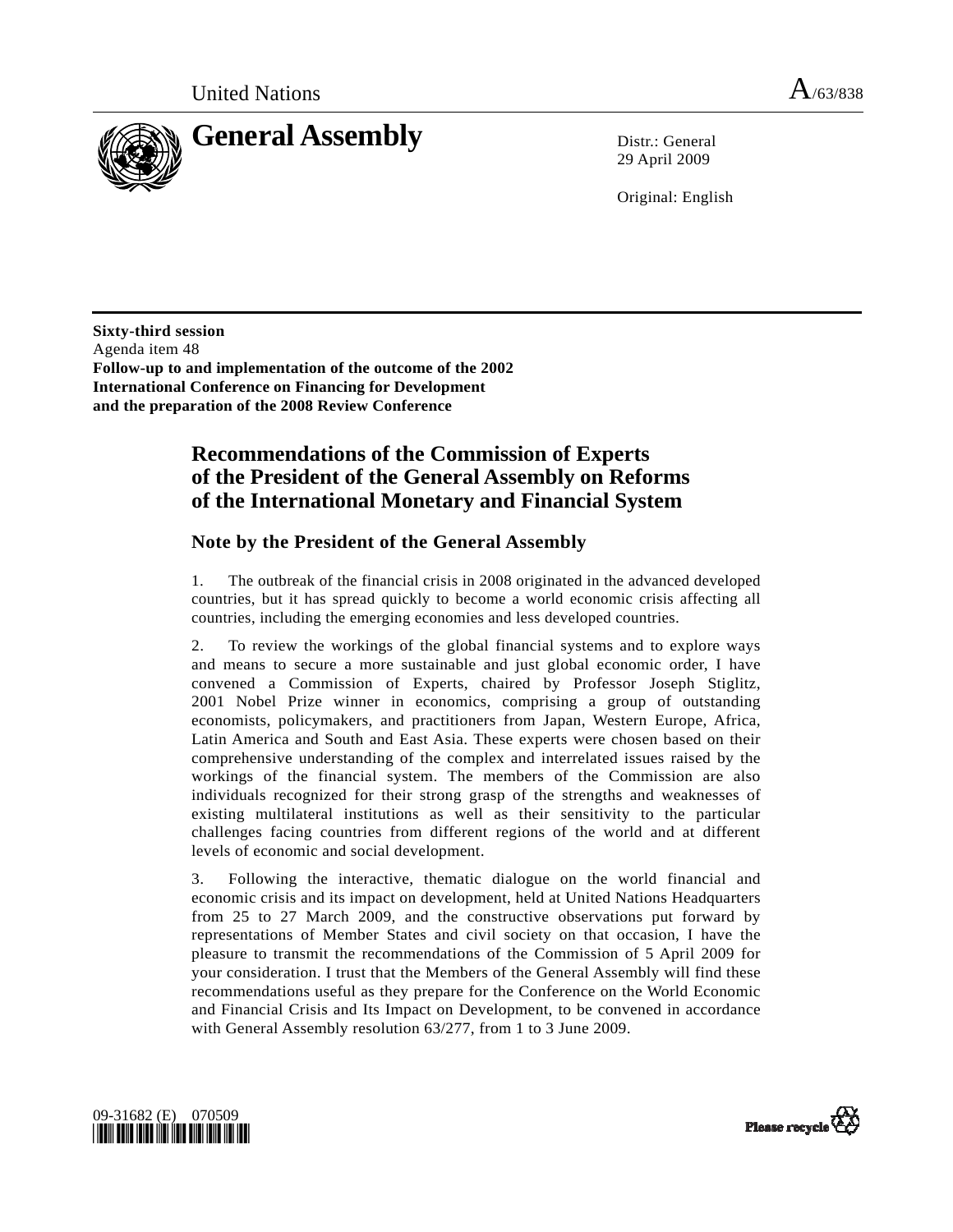United Nations

A/63/838

# General Assembly

Distr.: General
29 April 2009

Original: English

**Sixty-third session**
Agenda item 48
**Follow-up to and implementation of the outcome of the 2002 International Conference on Financing for Development and the preparation of the 2008 Review Conference**

## Recommendations of the Commission of Experts of the President of the General Assembly on Reforms of the International Monetary and Financial System

### Note by the President of the General Assembly

1. The outbreak of the financial crisis in 2008 originated in the advanced developed countries, but it has spread quickly to become a world economic crisis affecting all countries, including the emerging economies and less developed countries.

2. To review the workings of the global financial systems and to explore ways and means to secure a more sustainable and just global economic order, I have convened a Commission of Experts, chaired by Professor Joseph Stiglitz, 2001 Nobel Prize winner in economics, comprising a group of outstanding economists, policymakers, and practitioners from Japan, Western Europe, Africa, Latin America and South and East Asia. These experts were chosen based on their comprehensive understanding of the complex and interrelated issues raised by the workings of the financial system. The members of the Commission are also individuals recognized for their strong grasp of the strengths and weaknesses of existing multilateral institutions as well as their sensitivity to the particular challenges facing countries from different regions of the world and at different levels of economic and social development.

3. Following the interactive, thematic dialogue on the world financial and economic crisis and its impact on development, held at United Nations Headquarters from 25 to 27 March 2009, and the constructive observations put forward by representations of Member States and civil society on that occasion, I have the pleasure to transmit the recommendations of the Commission of 5 April 2009 for your consideration. I trust that the Members of the General Assembly will find these recommendations useful as they prepare for the Conference on the World Economic and Financial Crisis and Its Impact on Development, to be convened in accordance with General Assembly resolution 63/277, from 1 to 3 June 2009.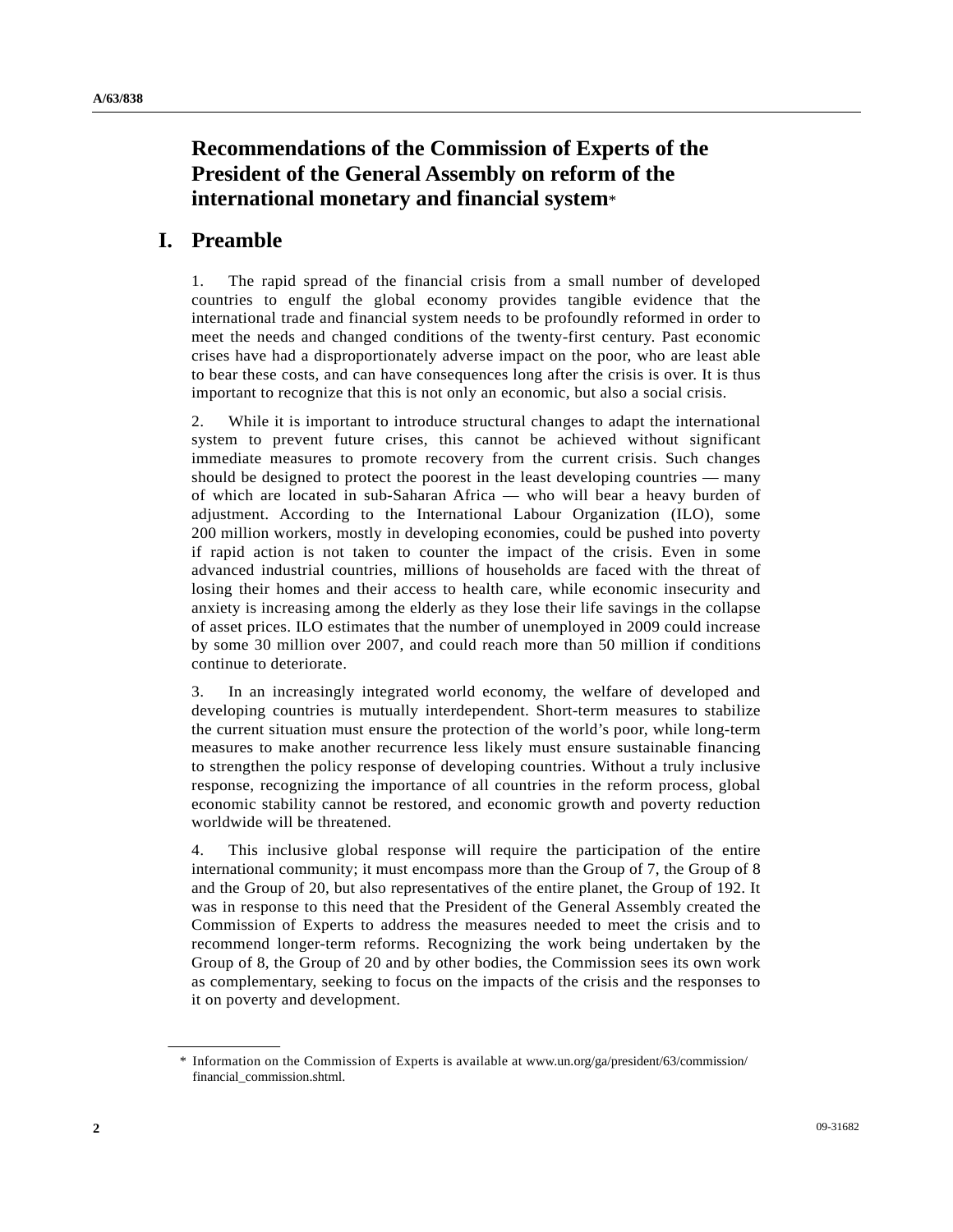# Recommendations of the Commission of Experts of the President of the General Assembly on reform of the international monetary and financial system*

## I. Preamble

1. The rapid spread of the financial crisis from a small number of developed countries to engulf the global economy provides tangible evidence that the international trade and financial system needs to be profoundly reformed in order to meet the needs and changed conditions of the twenty-first century. Past economic crises have had a disproportionately adverse impact on the poor, who are least able to bear these costs, and can have consequences long after the crisis is over. It is thus important to recognize that this is not only an economic, but also a social crisis.

2. While it is important to introduce structural changes to adapt the international system to prevent future crises, this cannot be achieved without significant immediate measures to promote recovery from the current crisis. Such changes should be designed to protect the poorest in the least developing countries — many of which are located in sub-Saharan Africa — who will bear a heavy burden of adjustment. According to the International Labour Organization (ILO), some 200 million workers, mostly in developing economies, could be pushed into poverty if rapid action is not taken to counter the impact of the crisis. Even in some advanced industrial countries, millions of households are faced with the threat of losing their homes and their access to health care, while economic insecurity and anxiety is increasing among the elderly as they lose their life savings in the collapse of asset prices. ILO estimates that the number of unemployed in 2009 could increase by some 30 million over 2007, and could reach more than 50 million if conditions continue to deteriorate.

3. In an increasingly integrated world economy, the welfare of developed and developing countries is mutually interdependent. Short-term measures to stabilize the current situation must ensure the protection of the world's poor, while long-term measures to make another recurrence less likely must ensure sustainable financing to strengthen the policy response of developing countries. Without a truly inclusive response, recognizing the importance of all countries in the reform process, global economic stability cannot be restored, and economic growth and poverty reduction worldwide will be threatened.

4. This inclusive global response will require the participation of the entire international community; it must encompass more than the Group of 7, the Group of 8 and the Group of 20, but also representatives of the entire planet, the Group of 192. It was in response to this need that the President of the General Assembly created the Commission of Experts to address the measures needed to meet the crisis and to recommend longer-term reforms. Recognizing the work being undertaken by the Group of 8, the Group of 20 and by other bodies, the Commission sees its own work as complementary, seeking to focus on the impacts of the crisis and the responses to it on poverty and development.

---

\* Information on the Commission of Experts is available at www.un.org/ga/president/63/commission/financial_commission.shtml.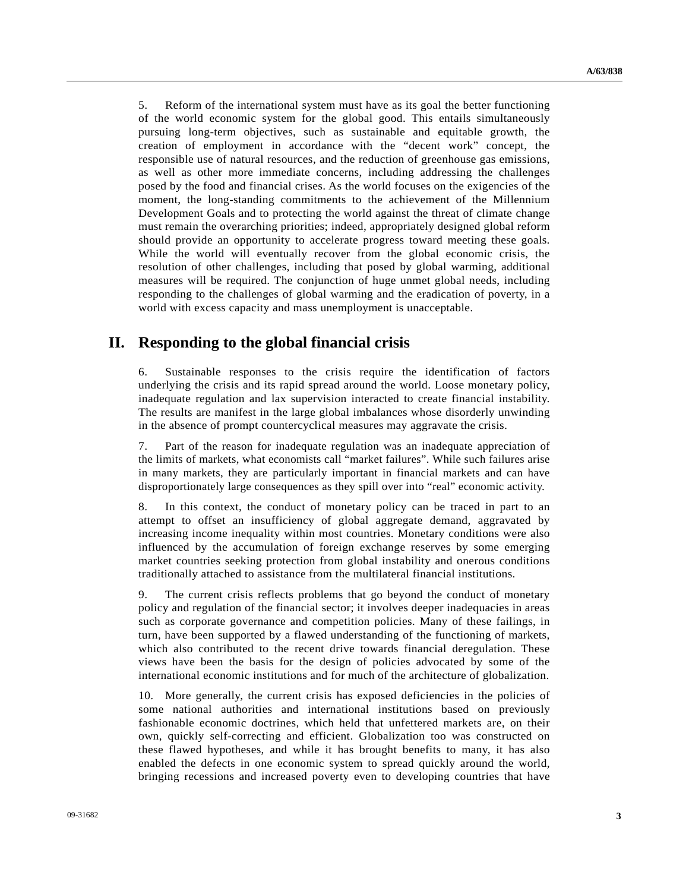5. Reform of the international system must have as its goal the better functioning of the world economic system for the global good. This entails simultaneously pursuing long-term objectives, such as sustainable and equitable growth, the creation of employment in accordance with the "decent work" concept, the responsible use of natural resources, and the reduction of greenhouse gas emissions, as well as other more immediate concerns, including addressing the challenges posed by the food and financial crises. As the world focuses on the exigencies of the moment, the long-standing commitments to the achievement of the Millennium Development Goals and to protecting the world against the threat of climate change must remain the overarching priorities; indeed, appropriately designed global reform should provide an opportunity to accelerate progress toward meeting these goals. While the world will eventually recover from the global economic crisis, the resolution of other challenges, including that posed by global warming, additional measures will be required. The conjunction of huge unmet global needs, including responding to the challenges of global warming and the eradication of poverty, in a world with excess capacity and mass unemployment is unacceptable.

## II. Responding to the global financial crisis

6. Sustainable responses to the crisis require the identification of factors underlying the crisis and its rapid spread around the world. Loose monetary policy, inadequate regulation and lax supervision interacted to create financial instability. The results are manifest in the large global imbalances whose disorderly unwinding in the absence of prompt countercyclical measures may aggravate the crisis.

7. Part of the reason for inadequate regulation was an inadequate appreciation of the limits of markets, what economists call "market failures". While such failures arise in many markets, they are particularly important in financial markets and can have disproportionately large consequences as they spill over into "real" economic activity.

8. In this context, the conduct of monetary policy can be traced in part to an attempt to offset an insufficiency of global aggregate demand, aggravated by increasing income inequality within most countries. Monetary conditions were also influenced by the accumulation of foreign exchange reserves by some emerging market countries seeking protection from global instability and onerous conditions traditionally attached to assistance from the multilateral financial institutions.

9. The current crisis reflects problems that go beyond the conduct of monetary policy and regulation of the financial sector; it involves deeper inadequacies in areas such as corporate governance and competition policies. Many of these failings, in turn, have been supported by a flawed understanding of the functioning of markets, which also contributed to the recent drive towards financial deregulation. These views have been the basis for the design of policies advocated by some of the international economic institutions and for much of the architecture of globalization.

10. More generally, the current crisis has exposed deficiencies in the policies of some national authorities and international institutions based on previously fashionable economic doctrines, which held that unfettered markets are, on their own, quickly self-correcting and efficient. Globalization too was constructed on these flawed hypotheses, and while it has brought benefits to many, it has also enabled the defects in one economic system to spread quickly around the world, bringing recessions and increased poverty even to developing countries that have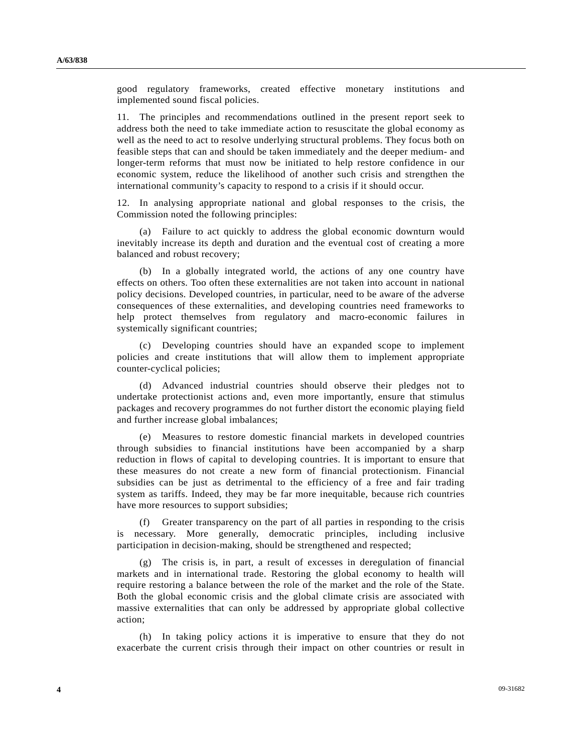good regulatory frameworks, created effective monetary institutions and implemented sound fiscal policies.

11. The principles and recommendations outlined in the present report seek to address both the need to take immediate action to resuscitate the global economy as well as the need to act to resolve underlying structural problems. They focus both on feasible steps that can and should be taken immediately and the deeper medium- and longer-term reforms that must now be initiated to help restore confidence in our economic system, reduce the likelihood of another such crisis and strengthen the international community's capacity to respond to a crisis if it should occur.

12. In analysing appropriate national and global responses to the crisis, the Commission noted the following principles:

(a) Failure to act quickly to address the global economic downturn would inevitably increase its depth and duration and the eventual cost of creating a more balanced and robust recovery;

(b) In a globally integrated world, the actions of any one country have effects on others. Too often these externalities are not taken into account in national policy decisions. Developed countries, in particular, need to be aware of the adverse consequences of these externalities, and developing countries need frameworks to help protect themselves from regulatory and macro-economic failures in systemically significant countries;

(c) Developing countries should have an expanded scope to implement policies and create institutions that will allow them to implement appropriate counter-cyclical policies;

(d) Advanced industrial countries should observe their pledges not to undertake protectionist actions and, even more importantly, ensure that stimulus packages and recovery programmes do not further distort the economic playing field and further increase global imbalances;

(e) Measures to restore domestic financial markets in developed countries through subsidies to financial institutions have been accompanied by a sharp reduction in flows of capital to developing countries. It is important to ensure that these measures do not create a new form of financial protectionism. Financial subsidies can be just as detrimental to the efficiency of a free and fair trading system as tariffs. Indeed, they may be far more inequitable, because rich countries have more resources to support subsidies;

(f) Greater transparency on the part of all parties in responding to the crisis is necessary. More generally, democratic principles, including inclusive participation in decision-making, should be strengthened and respected;

(g) The crisis is, in part, a result of excesses in deregulation of financial markets and in international trade. Restoring the global economy to health will require restoring a balance between the role of the market and the role of the State. Both the global economic crisis and the global climate crisis are associated with massive externalities that can only be addressed by appropriate global collective action;

(h) In taking policy actions it is imperative to ensure that they do not exacerbate the current crisis through their impact on other countries or result in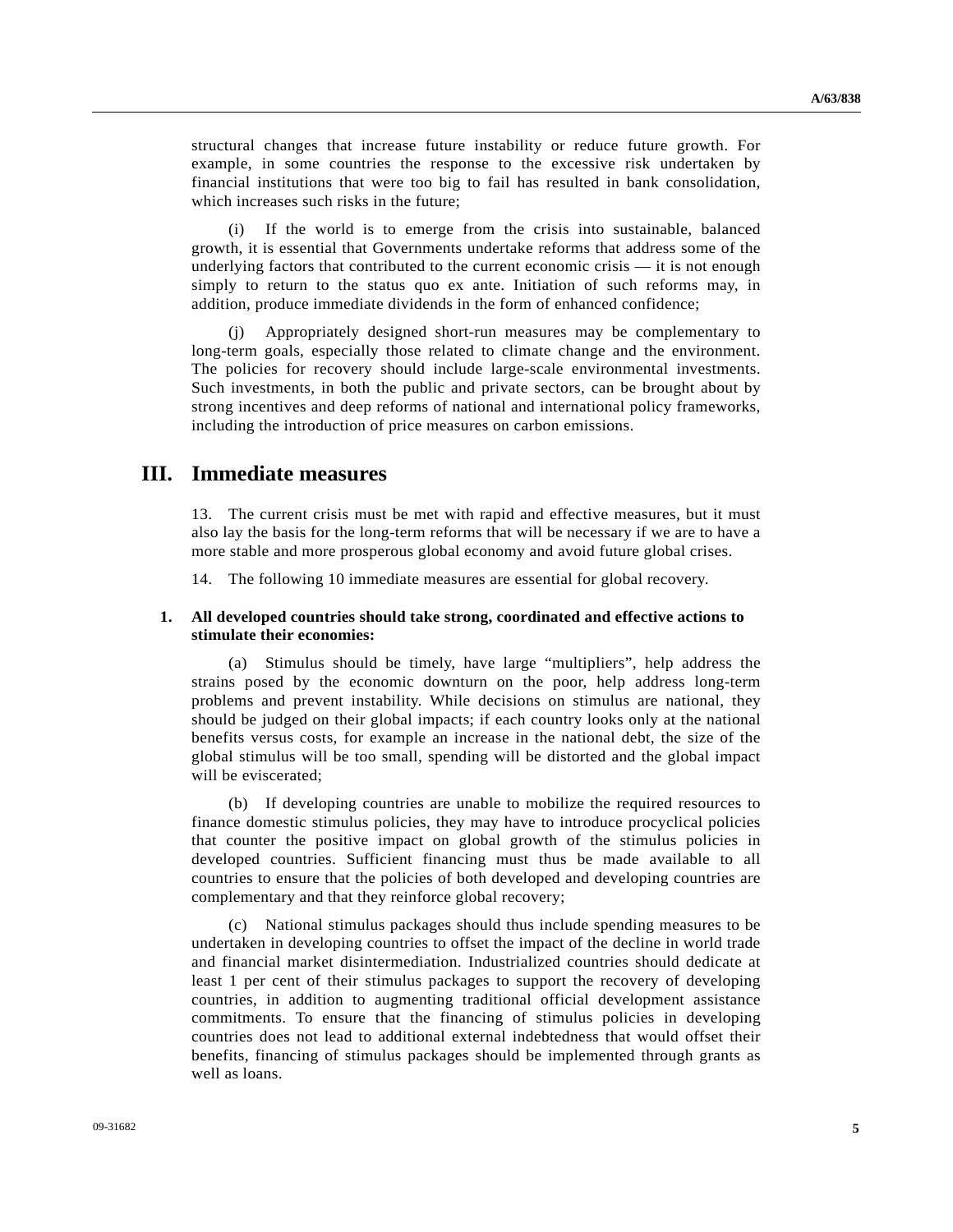structural changes that increase future instability or reduce future growth. For example, in some countries the response to the excessive risk undertaken by financial institutions that were too big to fail has resulted in bank consolidation, which increases such risks in the future;

(i) If the world is to emerge from the crisis into sustainable, balanced growth, it is essential that Governments undertake reforms that address some of the underlying factors that contributed to the current economic crisis — it is not enough simply to return to the status quo ex ante. Initiation of such reforms may, in addition, produce immediate dividends in the form of enhanced confidence;

(j) Appropriately designed short-run measures may be complementary to long-term goals, especially those related to climate change and the environment. The policies for recovery should include large-scale environmental investments. Such investments, in both the public and private sectors, can be brought about by strong incentives and deep reforms of national and international policy frameworks, including the introduction of price measures on carbon emissions.

# III. Immediate measures

13. The current crisis must be met with rapid and effective measures, but it must also lay the basis for the long-term reforms that will be necessary if we are to have a more stable and more prosperous global economy and avoid future global crises.

14. The following 10 immediate measures are essential for global recovery.

### 1. All developed countries should take strong, coordinated and effective actions to stimulate their economies:

(a) Stimulus should be timely, have large "multipliers", help address the strains posed by the economic downturn on the poor, help address long-term problems and prevent instability. While decisions on stimulus are national, they should be judged on their global impacts; if each country looks only at the national benefits versus costs, for example an increase in the national debt, the size of the global stimulus will be too small, spending will be distorted and the global impact will be eviscerated;

(b) If developing countries are unable to mobilize the required resources to finance domestic stimulus policies, they may have to introduce procyclical policies that counter the positive impact on global growth of the stimulus policies in developed countries. Sufficient financing must thus be made available to all countries to ensure that the policies of both developed and developing countries are complementary and that they reinforce global recovery;

(c) National stimulus packages should thus include spending measures to be undertaken in developing countries to offset the impact of the decline in world trade and financial market disintermediation. Industrialized countries should dedicate at least 1 per cent of their stimulus packages to support the recovery of developing countries, in addition to augmenting traditional official development assistance commitments. To ensure that the financing of stimulus policies in developing countries does not lead to additional external indebtedness that would offset their benefits, financing of stimulus packages should be implemented through grants as well as loans.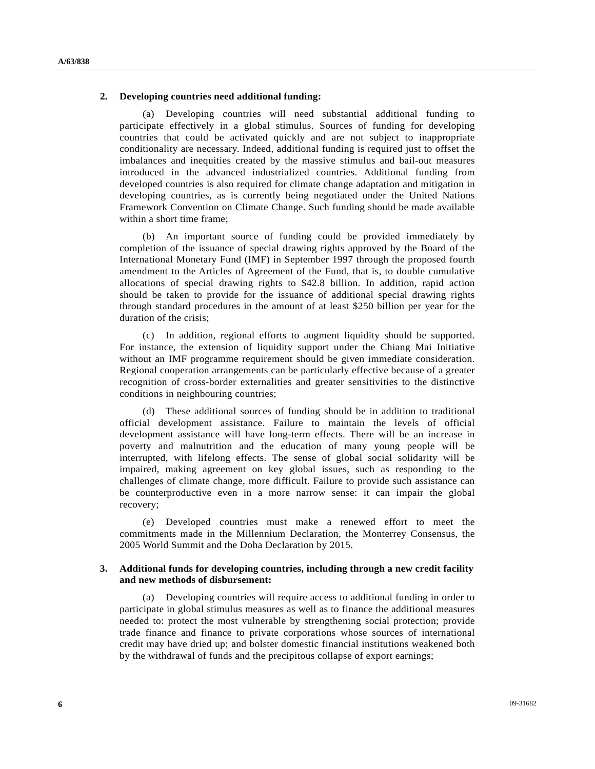**2. Developing countries need additional funding:**

(a) Developing countries will need substantial additional funding to participate effectively in a global stimulus. Sources of funding for developing countries that could be activated quickly and are not subject to inappropriate conditionality are necessary. Indeed, additional funding is required just to offset the imbalances and inequities created by the massive stimulus and bail-out measures introduced in the advanced industrialized countries. Additional funding from developed countries is also required for climate change adaptation and mitigation in developing countries, as is currently being negotiated under the United Nations Framework Convention on Climate Change. Such funding should be made available within a short time frame;

(b) An important source of funding could be provided immediately by completion of the issuance of special drawing rights approved by the Board of the International Monetary Fund (IMF) in September 1997 through the proposed fourth amendment to the Articles of Agreement of the Fund, that is, to double cumulative allocations of special drawing rights to $42.8 billion. In addition, rapid action should be taken to provide for the issuance of additional special drawing rights through standard procedures in the amount of at least $250 billion per year for the duration of the crisis;

(c) In addition, regional efforts to augment liquidity should be supported. For instance, the extension of liquidity support under the Chiang Mai Initiative without an IMF programme requirement should be given immediate consideration. Regional cooperation arrangements can be particularly effective because of a greater recognition of cross-border externalities and greater sensitivities to the distinctive conditions in neighbouring countries;

(d) These additional sources of funding should be in addition to traditional official development assistance. Failure to maintain the levels of official development assistance will have long-term effects. There will be an increase in poverty and malnutrition and the education of many young people will be interrupted, with lifelong effects. The sense of global social solidarity will be impaired, making agreement on key global issues, such as responding to the challenges of climate change, more difficult. Failure to provide such assistance can be counterproductive even in a more narrow sense: it can impair the global recovery;

(e) Developed countries must make a renewed effort to meet the commitments made in the Millennium Declaration, the Monterrey Consensus, the 2005 World Summit and the Doha Declaration by 2015.

**3. Additional funds for developing countries, including through a new credit facility and new methods of disbursement:**

(a) Developing countries will require access to additional funding in order to participate in global stimulus measures as well as to finance the additional measures needed to: protect the most vulnerable by strengthening social protection; provide trade finance and finance to private corporations whose sources of international credit may have dried up; and bolster domestic financial institutions weakened both by the withdrawal of funds and the precipitous collapse of export earnings;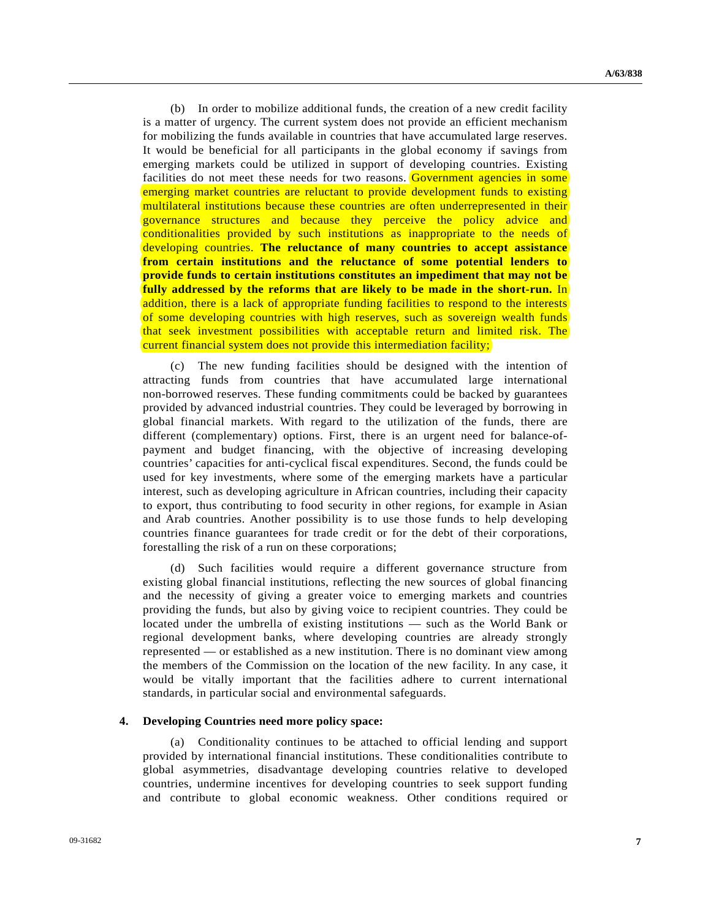(b) In order to mobilize additional funds, the creation of a new credit facility is a matter of urgency. The current system does not provide an efficient mechanism for mobilizing the funds available in countries that have accumulated large reserves. It would be beneficial for all participants in the global economy if savings from emerging markets could be utilized in support of developing countries. Existing facilities do not meet these needs for two reasons. Government agencies in some emerging market countries are reluctant to provide development funds to existing multilateral institutions because these countries are often underrepresented in their governance structures and because they perceive the policy advice and conditionalities provided by such institutions as inappropriate to the needs of developing countries. **The reluctance of many countries to accept assistance from certain institutions and the reluctance of some potential lenders to provide funds to certain institutions constitutes an impediment that may not be fully addressed by the reforms that are likely to be made in the short-run.** In addition, there is a lack of appropriate funding facilities to respond to the interests of some developing countries with high reserves, such as sovereign wealth funds that seek investment possibilities with acceptable return and limited risk. The current financial system does not provide this intermediation facility;

(c) The new funding facilities should be designed with the intention of attracting funds from countries that have accumulated large international non-borrowed reserves. These funding commitments could be backed by guarantees provided by advanced industrial countries. They could be leveraged by borrowing in global financial markets. With regard to the utilization of the funds, there are different (complementary) options. First, there is an urgent need for balance-of-payment and budget financing, with the objective of increasing developing countries' capacities for anti-cyclical fiscal expenditures. Second, the funds could be used for key investments, where some of the emerging markets have a particular interest, such as developing agriculture in African countries, including their capacity to export, thus contributing to food security in other regions, for example in Asian and Arab countries. Another possibility is to use those funds to help developing countries finance guarantees for trade credit or for the debt of their corporations, forestalling the risk of a run on these corporations;

(d) Such facilities would require a different governance structure from existing global financial institutions, reflecting the new sources of global financing and the necessity of giving a greater voice to emerging markets and countries providing the funds, but also by giving voice to recipient countries. They could be located under the umbrella of existing institutions — such as the World Bank or regional development banks, where developing countries are already strongly represented — or established as a new institution. There is no dominant view among the members of the Commission on the location of the new facility. In any case, it would be vitally important that the facilities adhere to current international standards, in particular social and environmental safeguards.

**4. Developing Countries need more policy space:**

(a) Conditionality continues to be attached to official lending and support provided by international financial institutions. These conditionalities contribute to global asymmetries, disadvantage developing countries relative to developed countries, undermine incentives for developing countries to seek support funding and contribute to global economic weakness. Other conditions required or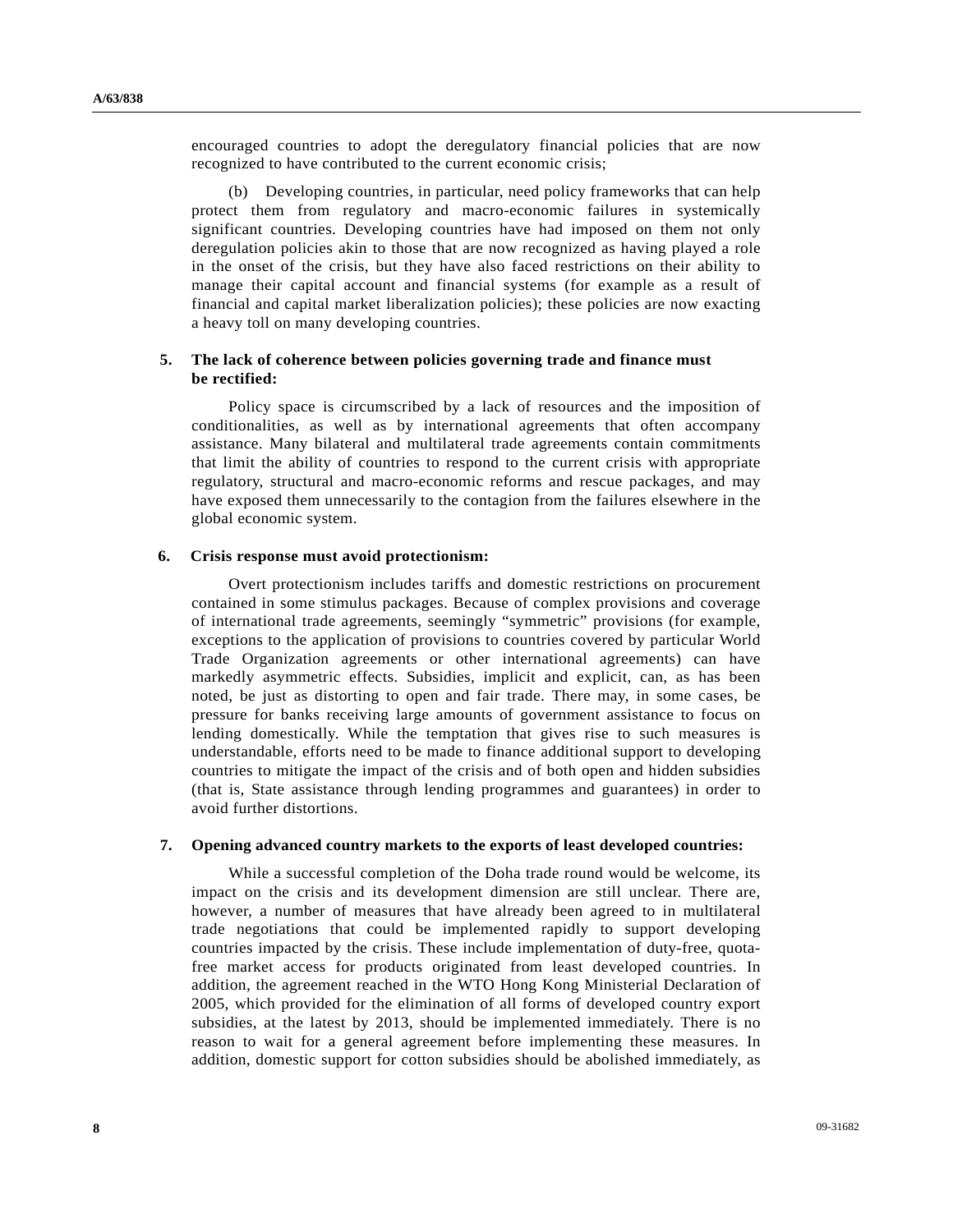encouraged countries to adopt the deregulatory financial policies that are now recognized to have contributed to the current economic crisis;

(b) Developing countries, in particular, need policy frameworks that can help protect them from regulatory and macro-economic failures in systemically significant countries. Developing countries have had imposed on them not only deregulation policies akin to those that are now recognized as having played a role in the onset of the crisis, but they have also faced restrictions on their ability to manage their capital account and financial systems (for example as a result of financial and capital market liberalization policies); these policies are now exacting a heavy toll on many developing countries.

**5. The lack of coherence between policies governing trade and finance must be rectified:**

Policy space is circumscribed by a lack of resources and the imposition of conditionalities, as well as by international agreements that often accompany assistance. Many bilateral and multilateral trade agreements contain commitments that limit the ability of countries to respond to the current crisis with appropriate regulatory, structural and macro-economic reforms and rescue packages, and may have exposed them unnecessarily to the contagion from the failures elsewhere in the global economic system.

**6. Crisis response must avoid protectionism:**

Overt protectionism includes tariffs and domestic restrictions on procurement contained in some stimulus packages. Because of complex provisions and coverage of international trade agreements, seemingly "symmetric" provisions (for example, exceptions to the application of provisions to countries covered by particular World Trade Organization agreements or other international agreements) can have markedly asymmetric effects. Subsidies, implicit and explicit, can, as has been noted, be just as distorting to open and fair trade. There may, in some cases, be pressure for banks receiving large amounts of government assistance to focus on lending domestically. While the temptation that gives rise to such measures is understandable, efforts need to be made to finance additional support to developing countries to mitigate the impact of the crisis and of both open and hidden subsidies (that is, State assistance through lending programmes and guarantees) in order to avoid further distortions.

**7. Opening advanced country markets to the exports of least developed countries:**

While a successful completion of the Doha trade round would be welcome, its impact on the crisis and its development dimension are still unclear. There are, however, a number of measures that have already been agreed to in multilateral trade negotiations that could be implemented rapidly to support developing countries impacted by the crisis. These include implementation of duty-free, quota-free market access for products originated from least developed countries. In addition, the agreement reached in the WTO Hong Kong Ministerial Declaration of 2005, which provided for the elimination of all forms of developed country export subsidies, at the latest by 2013, should be implemented immediately. There is no reason to wait for a general agreement before implementing these measures. In addition, domestic support for cotton subsidies should be abolished immediately, as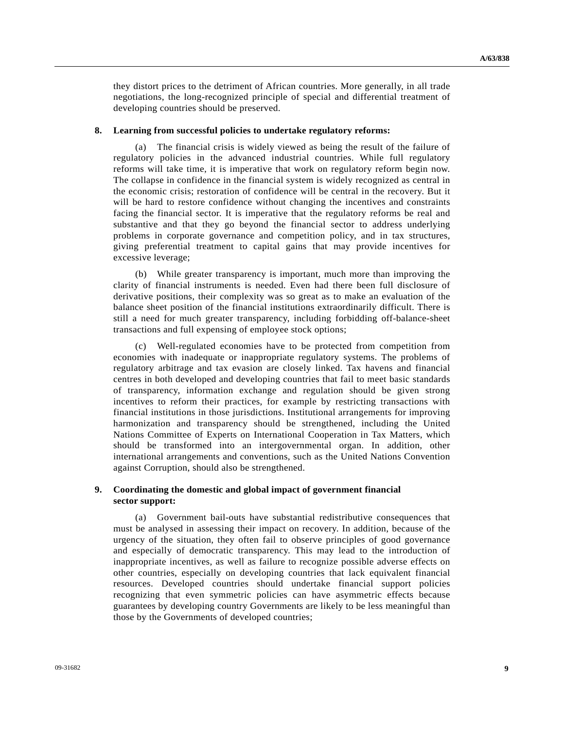they distort prices to the detriment of African countries. More generally, in all trade negotiations, the long-recognized principle of special and differential treatment of developing countries should be preserved.

**8. Learning from successful policies to undertake regulatory reforms:**

(a) The financial crisis is widely viewed as being the result of the failure of regulatory policies in the advanced industrial countries. While full regulatory reforms will take time, it is imperative that work on regulatory reform begin now. The collapse in confidence in the financial system is widely recognized as central in the economic crisis; restoration of confidence will be central in the recovery. But it will be hard to restore confidence without changing the incentives and constraints facing the financial sector. It is imperative that the regulatory reforms be real and substantive and that they go beyond the financial sector to address underlying problems in corporate governance and competition policy, and in tax structures, giving preferential treatment to capital gains that may provide incentives for excessive leverage;

(b) While greater transparency is important, much more than improving the clarity of financial instruments is needed. Even had there been full disclosure of derivative positions, their complexity was so great as to make an evaluation of the balance sheet position of the financial institutions extraordinarily difficult. There is still a need for much greater transparency, including forbidding off-balance-sheet transactions and full expensing of employee stock options;

(c) Well-regulated economies have to be protected from competition from economies with inadequate or inappropriate regulatory systems. The problems of regulatory arbitrage and tax evasion are closely linked. Tax havens and financial centres in both developed and developing countries that fail to meet basic standards of transparency, information exchange and regulation should be given strong incentives to reform their practices, for example by restricting transactions with financial institutions in those jurisdictions. Institutional arrangements for improving harmonization and transparency should be strengthened, including the United Nations Committee of Experts on International Cooperation in Tax Matters, which should be transformed into an intergovernmental organ. In addition, other international arrangements and conventions, such as the United Nations Convention against Corruption, should also be strengthened.

**9. Coordinating the domestic and global impact of government financial sector support:**

(a) Government bail-outs have substantial redistributive consequences that must be analysed in assessing their impact on recovery. In addition, because of the urgency of the situation, they often fail to observe principles of good governance and especially of democratic transparency. This may lead to the introduction of inappropriate incentives, as well as failure to recognize possible adverse effects on other countries, especially on developing countries that lack equivalent financial resources. Developed countries should undertake financial support policies recognizing that even symmetric policies can have asymmetric effects because guarantees by developing country Governments are likely to be less meaningful than those by the Governments of developed countries;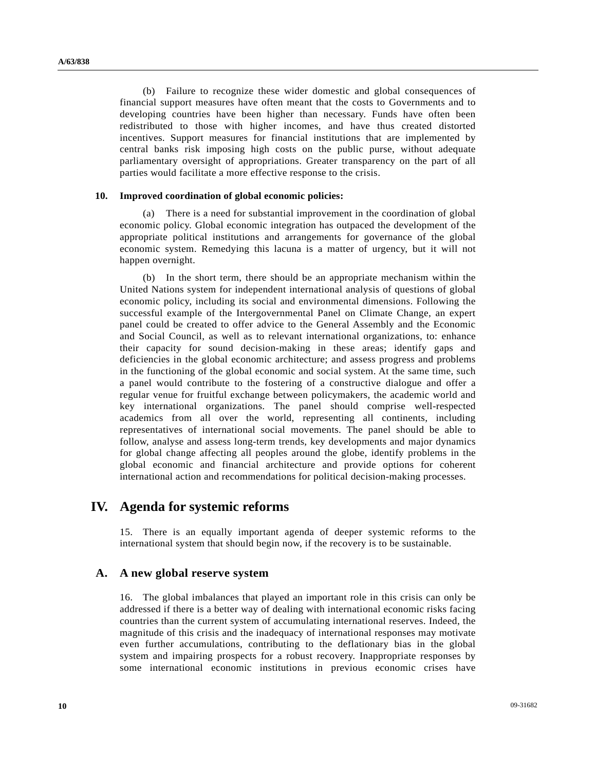(b) Failure to recognize these wider domestic and global consequences of financial support measures have often meant that the costs to Governments and to developing countries have been higher than necessary. Funds have often been redistributed to those with higher incomes, and have thus created distorted incentives. Support measures for financial institutions that are implemented by central banks risk imposing high costs on the public purse, without adequate parliamentary oversight of appropriations. Greater transparency on the part of all parties would facilitate a more effective response to the crisis.

**10. Improved coordination of global economic policies:**

(a) There is a need for substantial improvement in the coordination of global economic policy. Global economic integration has outpaced the development of the appropriate political institutions and arrangements for governance of the global economic system. Remedying this lacuna is a matter of urgency, but it will not happen overnight.

(b) In the short term, there should be an appropriate mechanism within the United Nations system for independent international analysis of questions of global economic policy, including its social and environmental dimensions. Following the successful example of the Intergovernmental Panel on Climate Change, an expert panel could be created to offer advice to the General Assembly and the Economic and Social Council, as well as to relevant international organizations, to: enhance their capacity for sound decision-making in these areas; identify gaps and deficiencies in the global economic architecture; and assess progress and problems in the functioning of the global economic and social system. At the same time, such a panel would contribute to the fostering of a constructive dialogue and offer a regular venue for fruitful exchange between policymakers, the academic world and key international organizations. The panel should comprise well-respected academics from all over the world, representing all continents, including representatives of international social movements. The panel should be able to follow, analyse and assess long-term trends, key developments and major dynamics for global change affecting all peoples around the globe, identify problems in the global economic and financial architecture and provide options for coherent international action and recommendations for political decision-making processes.

# IV. Agenda for systemic reforms

15. There is an equally important agenda of deeper systemic reforms to the international system that should begin now, if the recovery is to be sustainable.

## A. A new global reserve system

16. The global imbalances that played an important role in this crisis can only be addressed if there is a better way of dealing with international economic risks facing countries than the current system of accumulating international reserves. Indeed, the magnitude of this crisis and the inadequacy of international responses may motivate even further accumulations, contributing to the deflationary bias in the global system and impairing prospects for a robust recovery. Inappropriate responses by some international economic institutions in previous economic crises have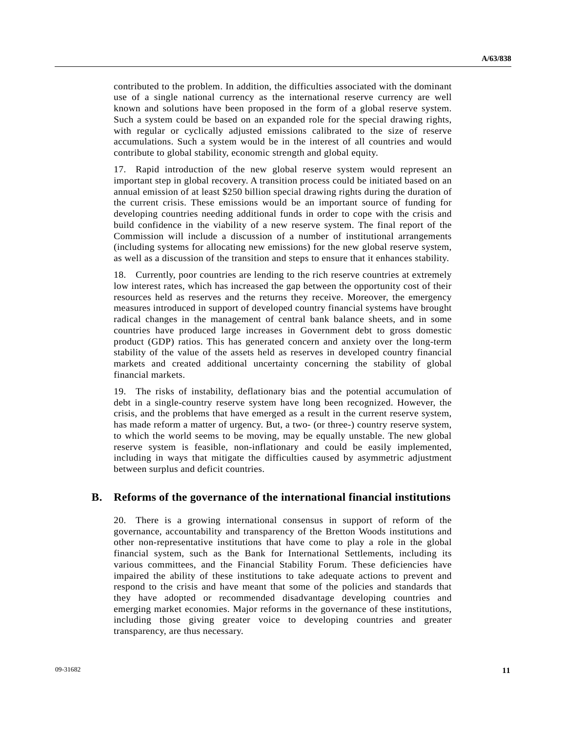contributed to the problem. In addition, the difficulties associated with the dominant use of a single national currency as the international reserve currency are well known and solutions have been proposed in the form of a global reserve system. Such a system could be based on an expanded role for the special drawing rights, with regular or cyclically adjusted emissions calibrated to the size of reserve accumulations. Such a system would be in the interest of all countries and would contribute to global stability, economic strength and global equity.

17. Rapid introduction of the new global reserve system would represent an important step in global recovery. A transition process could be initiated based on an annual emission of at least $250 billion special drawing rights during the duration of the current crisis. These emissions would be an important source of funding for developing countries needing additional funds in order to cope with the crisis and build confidence in the viability of a new reserve system. The final report of the Commission will include a discussion of a number of institutional arrangements (including systems for allocating new emissions) for the new global reserve system, as well as a discussion of the transition and steps to ensure that it enhances stability.

18. Currently, poor countries are lending to the rich reserve countries at extremely low interest rates, which has increased the gap between the opportunity cost of their resources held as reserves and the returns they receive. Moreover, the emergency measures introduced in support of developed country financial systems have brought radical changes in the management of central bank balance sheets, and in some countries have produced large increases in Government debt to gross domestic product (GDP) ratios. This has generated concern and anxiety over the long-term stability of the value of the assets held as reserves in developed country financial markets and created additional uncertainty concerning the stability of global financial markets.

19. The risks of instability, deflationary bias and the potential accumulation of debt in a single-country reserve system have long been recognized. However, the crisis, and the problems that have emerged as a result in the current reserve system, has made reform a matter of urgency. But, a two- (or three-) country reserve system, to which the world seems to be moving, may be equally unstable. The new global reserve system is feasible, non-inflationary and could be easily implemented, including in ways that mitigate the difficulties caused by asymmetric adjustment between surplus and deficit countries.

## B. Reforms of the governance of the international financial institutions

20. There is a growing international consensus in support of reform of the governance, accountability and transparency of the Bretton Woods institutions and other non-representative institutions that have come to play a role in the global financial system, such as the Bank for International Settlements, including its various committees, and the Financial Stability Forum. These deficiencies have impaired the ability of these institutions to take adequate actions to prevent and respond to the crisis and have meant that some of the policies and standards that they have adopted or recommended disadvantage developing countries and emerging market economies. Major reforms in the governance of these institutions, including those giving greater voice to developing countries and greater transparency, are thus necessary.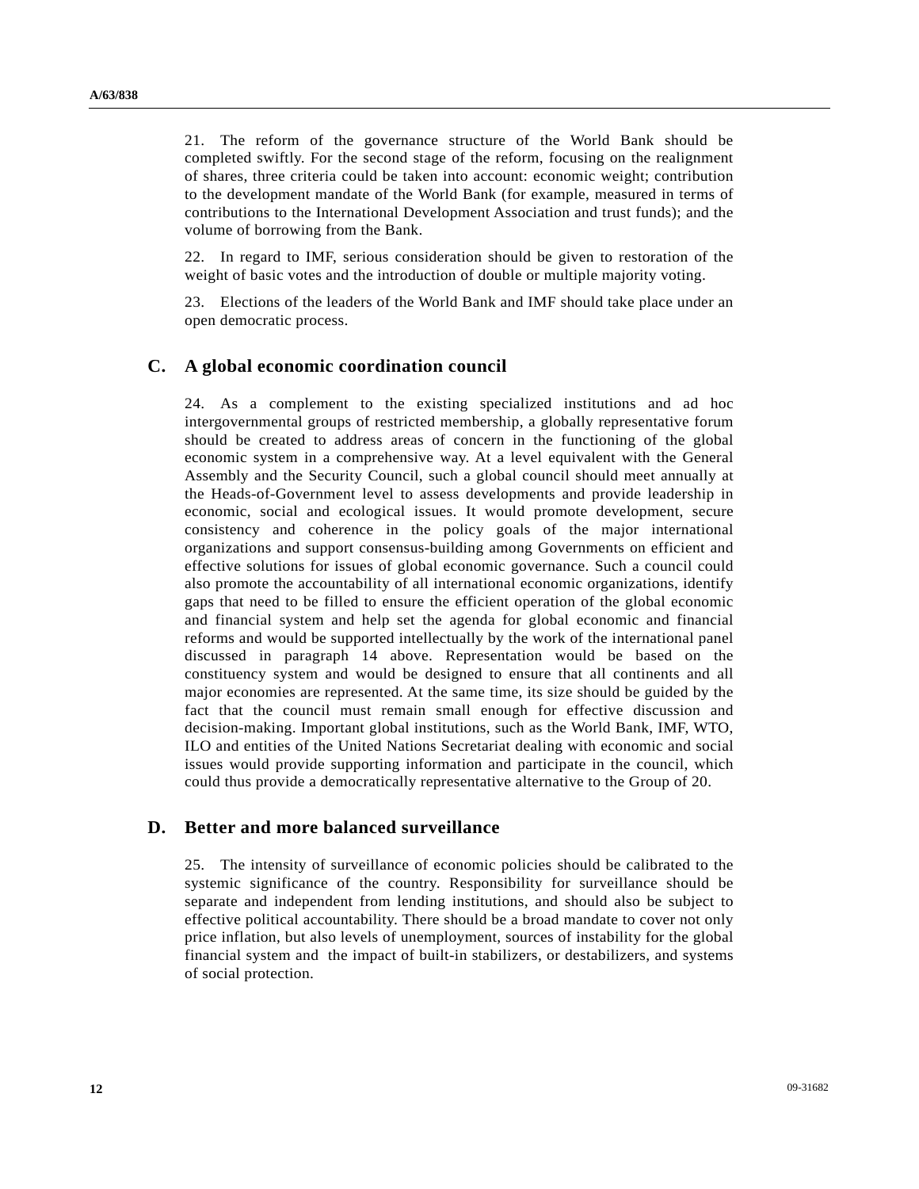21. The reform of the governance structure of the World Bank should be completed swiftly. For the second stage of the reform, focusing on the realignment of shares, three criteria could be taken into account: economic weight; contribution to the development mandate of the World Bank (for example, measured in terms of contributions to the International Development Association and trust funds); and the volume of borrowing from the Bank.

22. In regard to IMF, serious consideration should be given to restoration of the weight of basic votes and the introduction of double or multiple majority voting.

23. Elections of the leaders of the World Bank and IMF should take place under an open democratic process.

## C. A global economic coordination council

24. As a complement to the existing specialized institutions and ad hoc intergovernmental groups of restricted membership, a globally representative forum should be created to address areas of concern in the functioning of the global economic system in a comprehensive way. At a level equivalent with the General Assembly and the Security Council, such a global council should meet annually at the Heads-of-Government level to assess developments and provide leadership in economic, social and ecological issues. It would promote development, secure consistency and coherence in the policy goals of the major international organizations and support consensus-building among Governments on efficient and effective solutions for issues of global economic governance. Such a council could also promote the accountability of all international economic organizations, identify gaps that need to be filled to ensure the efficient operation of the global economic and financial system and help set the agenda for global economic and financial reforms and would be supported intellectually by the work of the international panel discussed in paragraph 14 above. Representation would be based on the constituency system and would be designed to ensure that all continents and all major economies are represented. At the same time, its size should be guided by the fact that the council must remain small enough for effective discussion and decision-making. Important global institutions, such as the World Bank, IMF, WTO, ILO and entities of the United Nations Secretariat dealing with economic and social issues would provide supporting information and participate in the council, which could thus provide a democratically representative alternative to the Group of 20.

## D. Better and more balanced surveillance

25. The intensity of surveillance of economic policies should be calibrated to the systemic significance of the country. Responsibility for surveillance should be separate and independent from lending institutions, and should also be subject to effective political accountability. There should be a broad mandate to cover not only price inflation, but also levels of unemployment, sources of instability for the global financial system and the impact of built-in stabilizers, or destabilizers, and systems of social protection.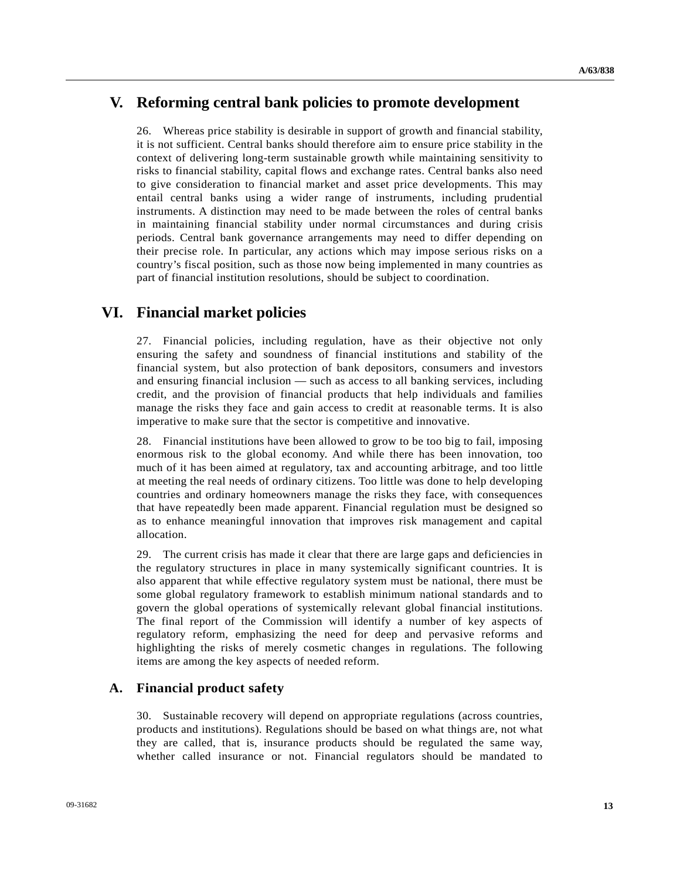## V. Reforming central bank policies to promote development

26. Whereas price stability is desirable in support of growth and financial stability, it is not sufficient. Central banks should therefore aim to ensure price stability in the context of delivering long-term sustainable growth while maintaining sensitivity to risks to financial stability, capital flows and exchange rates. Central banks also need to give consideration to financial market and asset price developments. This may entail central banks using a wider range of instruments, including prudential instruments. A distinction may need to be made between the roles of central banks in maintaining financial stability under normal circumstances and during crisis periods. Central bank governance arrangements may need to differ depending on their precise role. In particular, any actions which may impose serious risks on a country's fiscal position, such as those now being implemented in many countries as part of financial institution resolutions, should be subject to coordination.

## VI. Financial market policies

27. Financial policies, including regulation, have as their objective not only ensuring the safety and soundness of financial institutions and stability of the financial system, but also protection of bank depositors, consumers and investors and ensuring financial inclusion — such as access to all banking services, including credit, and the provision of financial products that help individuals and families manage the risks they face and gain access to credit at reasonable terms. It is also imperative to make sure that the sector is competitive and innovative.

28. Financial institutions have been allowed to grow to be too big to fail, imposing enormous risk to the global economy. And while there has been innovation, too much of it has been aimed at regulatory, tax and accounting arbitrage, and too little at meeting the real needs of ordinary citizens. Too little was done to help developing countries and ordinary homeowners manage the risks they face, with consequences that have repeatedly been made apparent. Financial regulation must be designed so as to enhance meaningful innovation that improves risk management and capital allocation.

29. The current crisis has made it clear that there are large gaps and deficiencies in the regulatory structures in place in many systemically significant countries. It is also apparent that while effective regulatory system must be national, there must be some global regulatory framework to establish minimum national standards and to govern the global operations of systemically relevant global financial institutions. The final report of the Commission will identify a number of key aspects of regulatory reform, emphasizing the need for deep and pervasive reforms and highlighting the risks of merely cosmetic changes in regulations. The following items are among the key aspects of needed reform.

### A. Financial product safety

30. Sustainable recovery will depend on appropriate regulations (across countries, products and institutions). Regulations should be based on what things are, not what they are called, that is, insurance products should be regulated the same way, whether called insurance or not. Financial regulators should be mandated to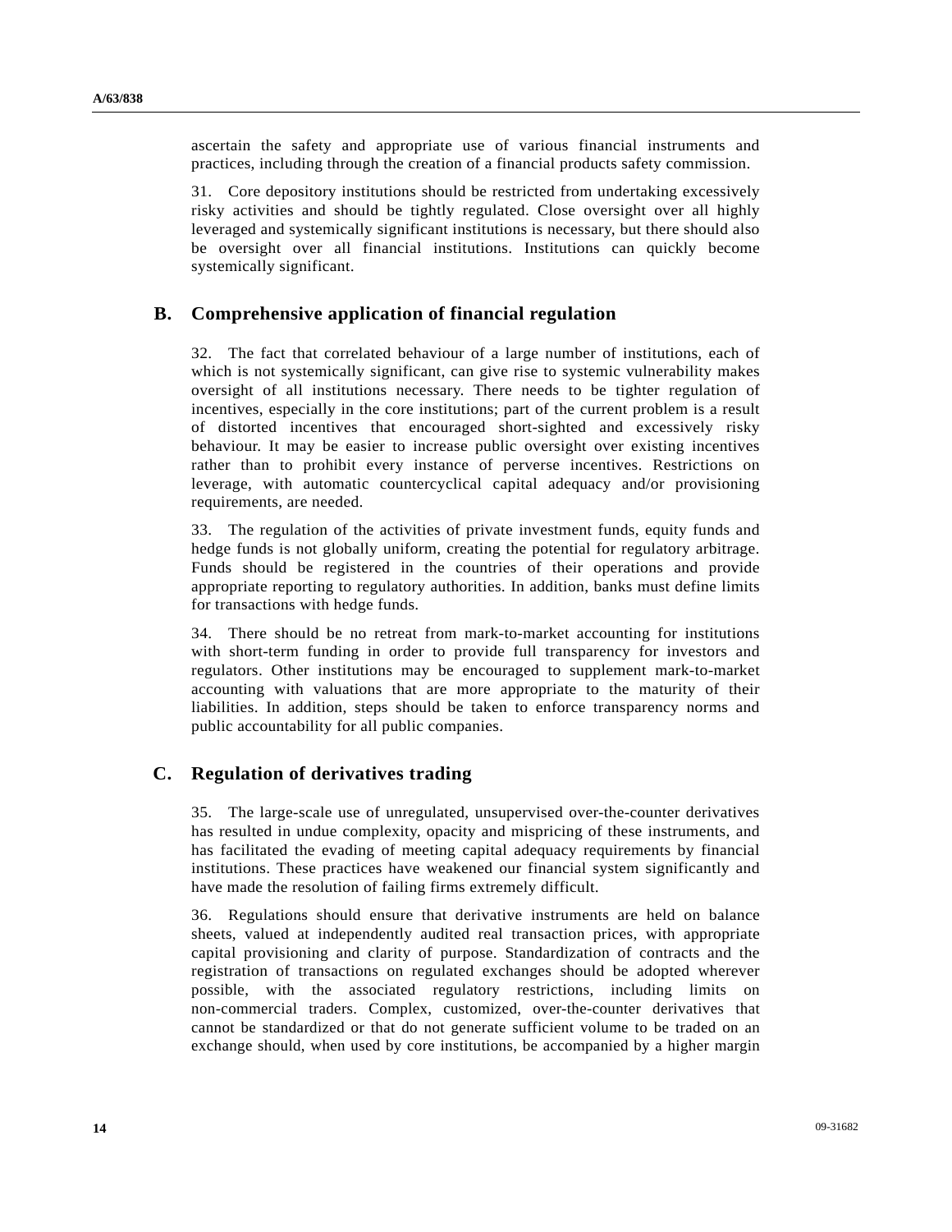ascertain the safety and appropriate use of various financial instruments and practices, including through the creation of a financial products safety commission.

31. Core depository institutions should be restricted from undertaking excessively risky activities and should be tightly regulated. Close oversight over all highly leveraged and systemically significant institutions is necessary, but there should also be oversight over all financial institutions. Institutions can quickly become systemically significant.

## B. Comprehensive application of financial regulation

32. The fact that correlated behaviour of a large number of institutions, each of which is not systemically significant, can give rise to systemic vulnerability makes oversight of all institutions necessary. There needs to be tighter regulation of incentives, especially in the core institutions; part of the current problem is a result of distorted incentives that encouraged short-sighted and excessively risky behaviour. It may be easier to increase public oversight over existing incentives rather than to prohibit every instance of perverse incentives. Restrictions on leverage, with automatic countercyclical capital adequacy and/or provisioning requirements, are needed.

33. The regulation of the activities of private investment funds, equity funds and hedge funds is not globally uniform, creating the potential for regulatory arbitrage. Funds should be registered in the countries of their operations and provide appropriate reporting to regulatory authorities. In addition, banks must define limits for transactions with hedge funds.

34. There should be no retreat from mark-to-market accounting for institutions with short-term funding in order to provide full transparency for investors and regulators. Other institutions may be encouraged to supplement mark-to-market accounting with valuations that are more appropriate to the maturity of their liabilities. In addition, steps should be taken to enforce transparency norms and public accountability for all public companies.

## C. Regulation of derivatives trading

35. The large-scale use of unregulated, unsupervised over-the-counter derivatives has resulted in undue complexity, opacity and mispricing of these instruments, and has facilitated the evading of meeting capital adequacy requirements by financial institutions. These practices have weakened our financial system significantly and have made the resolution of failing firms extremely difficult.

36. Regulations should ensure that derivative instruments are held on balance sheets, valued at independently audited real transaction prices, with appropriate capital provisioning and clarity of purpose. Standardization of contracts and the registration of transactions on regulated exchanges should be adopted wherever possible, with the associated regulatory restrictions, including limits on non-commercial traders. Complex, customized, over-the-counter derivatives that cannot be standardized or that do not generate sufficient volume to be traded on an exchange should, when used by core institutions, be accompanied by a higher margin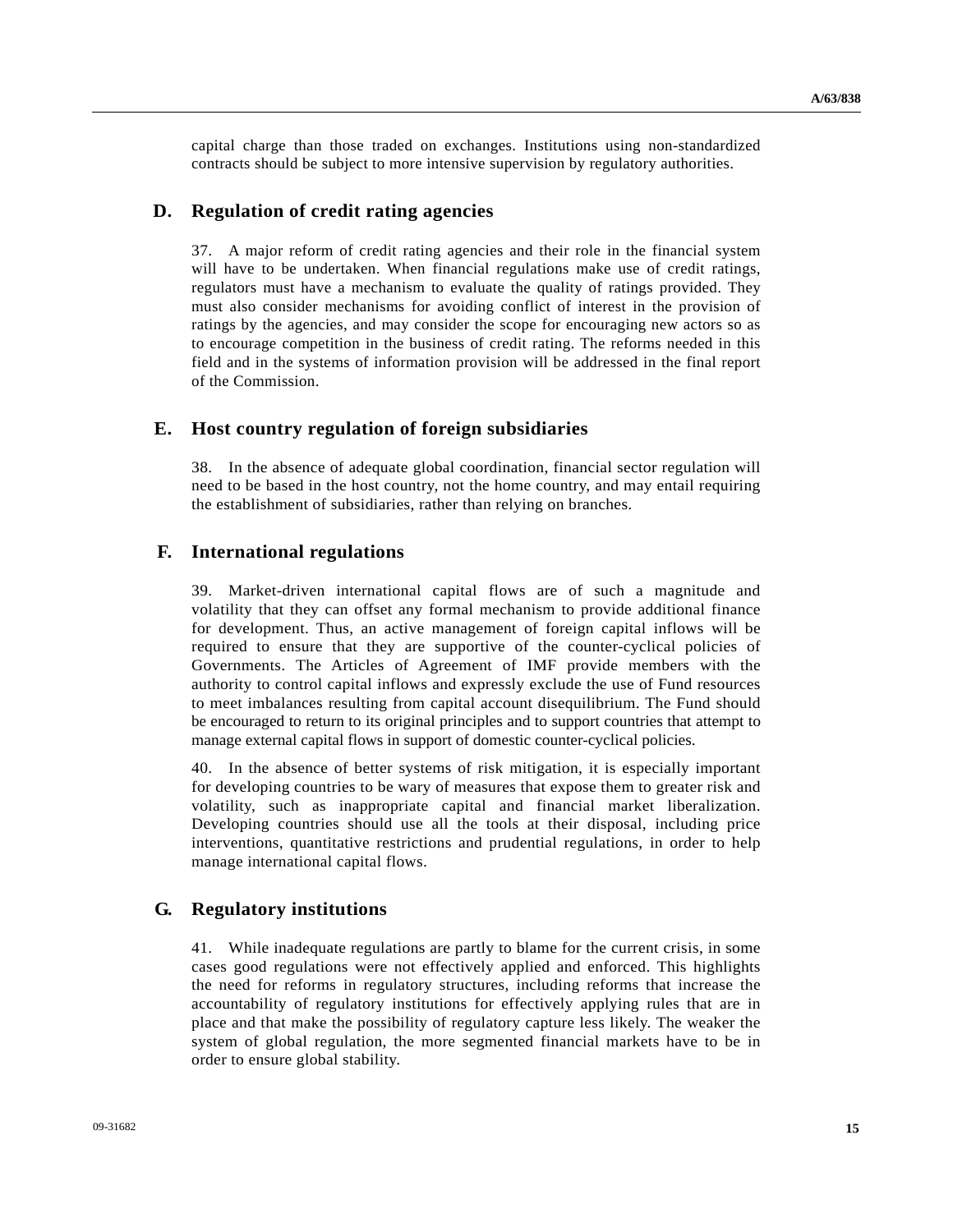capital charge than those traded on exchanges. Institutions using non-standardized contracts should be subject to more intensive supervision by regulatory authorities.

## D. Regulation of credit rating agencies

37. A major reform of credit rating agencies and their role in the financial system will have to be undertaken. When financial regulations make use of credit ratings, regulators must have a mechanism to evaluate the quality of ratings provided. They must also consider mechanisms for avoiding conflict of interest in the provision of ratings by the agencies, and may consider the scope for encouraging new actors so as to encourage competition in the business of credit rating. The reforms needed in this field and in the systems of information provision will be addressed in the final report of the Commission.

## E. Host country regulation of foreign subsidiaries

38. In the absence of adequate global coordination, financial sector regulation will need to be based in the host country, not the home country, and may entail requiring the establishment of subsidiaries, rather than relying on branches.

## F. International regulations

39. Market-driven international capital flows are of such a magnitude and volatility that they can offset any formal mechanism to provide additional finance for development. Thus, an active management of foreign capital inflows will be required to ensure that they are supportive of the counter-cyclical policies of Governments. The Articles of Agreement of IMF provide members with the authority to control capital inflows and expressly exclude the use of Fund resources to meet imbalances resulting from capital account disequilibrium. The Fund should be encouraged to return to its original principles and to support countries that attempt to manage external capital flows in support of domestic counter-cyclical policies.

40. In the absence of better systems of risk mitigation, it is especially important for developing countries to be wary of measures that expose them to greater risk and volatility, such as inappropriate capital and financial market liberalization. Developing countries should use all the tools at their disposal, including price interventions, quantitative restrictions and prudential regulations, in order to help manage international capital flows.

## G. Regulatory institutions

41. While inadequate regulations are partly to blame for the current crisis, in some cases good regulations were not effectively applied and enforced. This highlights the need for reforms in regulatory structures, including reforms that increase the accountability of regulatory institutions for effectively applying rules that are in place and that make the possibility of regulatory capture less likely. The weaker the system of global regulation, the more segmented financial markets have to be in order to ensure global stability.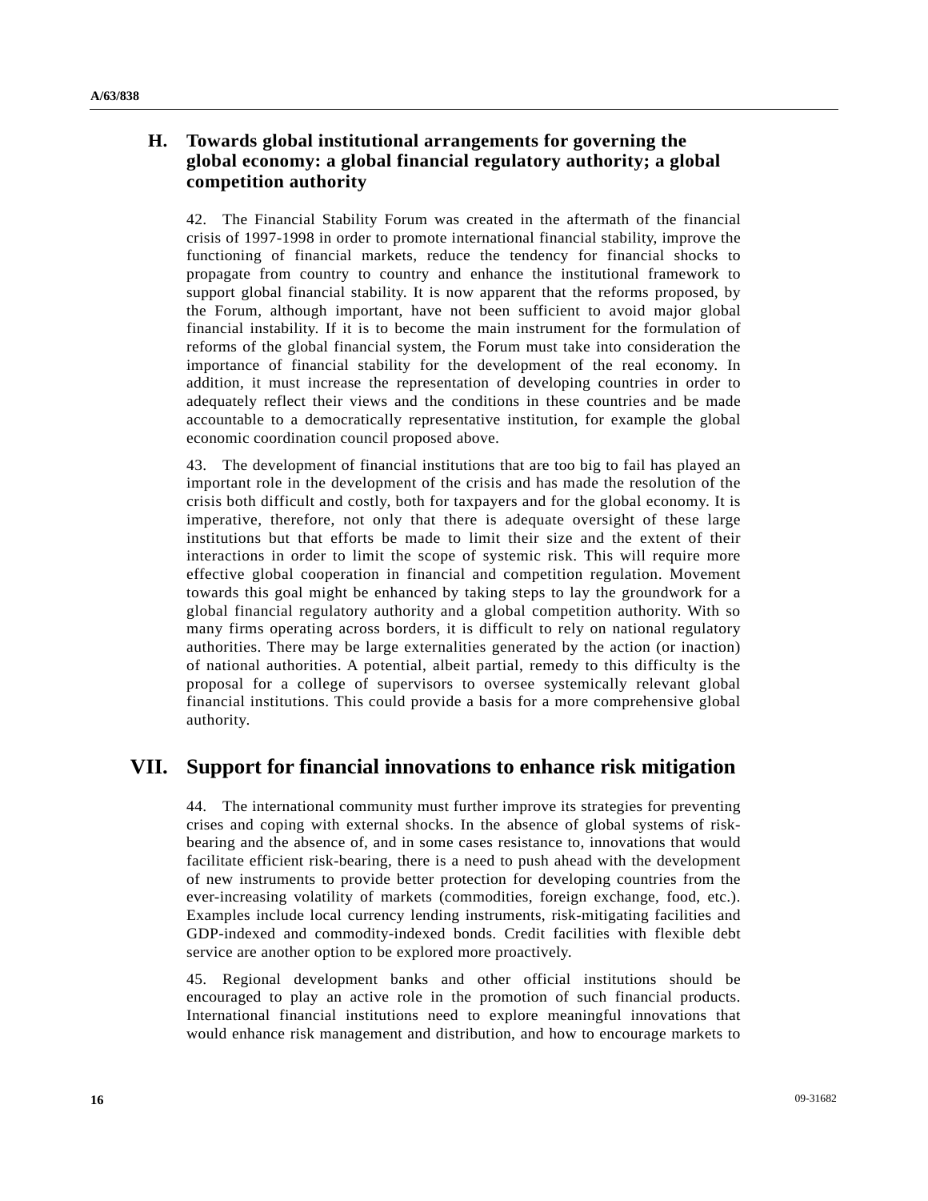### H. Towards global institutional arrangements for governing the global economy: a global financial regulatory authority; a global competition authority

42. The Financial Stability Forum was created in the aftermath of the financial crisis of 1997-1998 in order to promote international financial stability, improve the functioning of financial markets, reduce the tendency for financial shocks to propagate from country to country and enhance the institutional framework to support global financial stability. It is now apparent that the reforms proposed, by the Forum, although important, have not been sufficient to avoid major global financial instability. If it is to become the main instrument for the formulation of reforms of the global financial system, the Forum must take into consideration the importance of financial stability for the development of the real economy. In addition, it must increase the representation of developing countries in order to adequately reflect their views and the conditions in these countries and be made accountable to a democratically representative institution, for example the global economic coordination council proposed above.

43. The development of financial institutions that are too big to fail has played an important role in the development of the crisis and has made the resolution of the crisis both difficult and costly, both for taxpayers and for the global economy. It is imperative, therefore, not only that there is adequate oversight of these large institutions but that efforts be made to limit their size and the extent of their interactions in order to limit the scope of systemic risk. This will require more effective global cooperation in financial and competition regulation. Movement towards this goal might be enhanced by taking steps to lay the groundwork for a global financial regulatory authority and a global competition authority. With so many firms operating across borders, it is difficult to rely on national regulatory authorities. There may be large externalities generated by the action (or inaction) of national authorities. A potential, albeit partial, remedy to this difficulty is the proposal for a college of supervisors to oversee systemically relevant global financial institutions. This could provide a basis for a more comprehensive global authority.

## VII. Support for financial innovations to enhance risk mitigation

44. The international community must further improve its strategies for preventing crises and coping with external shocks. In the absence of global systems of risk-bearing and the absence of, and in some cases resistance to, innovations that would facilitate efficient risk-bearing, there is a need to push ahead with the development of new instruments to provide better protection for developing countries from the ever-increasing volatility of markets (commodities, foreign exchange, food, etc.). Examples include local currency lending instruments, risk-mitigating facilities and GDP-indexed and commodity-indexed bonds. Credit facilities with flexible debt service are another option to be explored more proactively.

45. Regional development banks and other official institutions should be encouraged to play an active role in the promotion of such financial products. International financial institutions need to explore meaningful innovations that would enhance risk management and distribution, and how to encourage markets to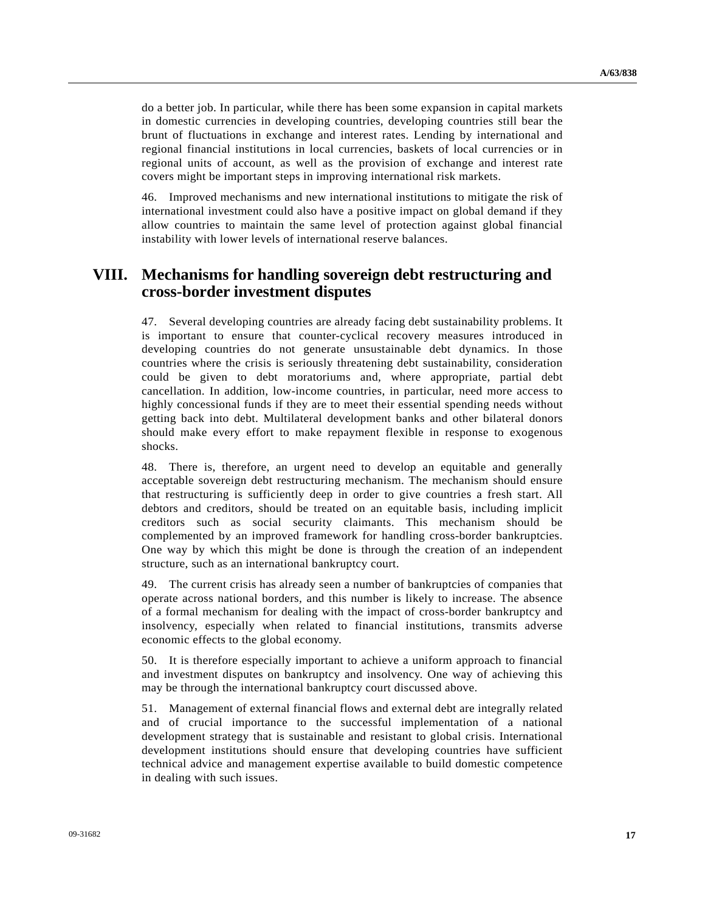do a better job. In particular, while there has been some expansion in capital markets in domestic currencies in developing countries, developing countries still bear the brunt of fluctuations in exchange and interest rates. Lending by international and regional financial institutions in local currencies, baskets of local currencies or in regional units of account, as well as the provision of exchange and interest rate covers might be important steps in improving international risk markets.

46. Improved mechanisms and new international institutions to mitigate the risk of international investment could also have a positive impact on global demand if they allow countries to maintain the same level of protection against global financial instability with lower levels of international reserve balances.

# VIII. Mechanisms for handling sovereign debt restructuring and cross-border investment disputes

47. Several developing countries are already facing debt sustainability problems. It is important to ensure that counter-cyclical recovery measures introduced in developing countries do not generate unsustainable debt dynamics. In those countries where the crisis is seriously threatening debt sustainability, consideration could be given to debt moratoriums and, where appropriate, partial debt cancellation. In addition, low-income countries, in particular, need more access to highly concessional funds if they are to meet their essential spending needs without getting back into debt. Multilateral development banks and other bilateral donors should make every effort to make repayment flexible in response to exogenous shocks.

48. There is, therefore, an urgent need to develop an equitable and generally acceptable sovereign debt restructuring mechanism. The mechanism should ensure that restructuring is sufficiently deep in order to give countries a fresh start. All debtors and creditors, should be treated on an equitable basis, including implicit creditors such as social security claimants. This mechanism should be complemented by an improved framework for handling cross-border bankruptcies. One way by which this might be done is through the creation of an independent structure, such as an international bankruptcy court.

49. The current crisis has already seen a number of bankruptcies of companies that operate across national borders, and this number is likely to increase. The absence of a formal mechanism for dealing with the impact of cross-border bankruptcy and insolvency, especially when related to financial institutions, transmits adverse economic effects to the global economy.

50. It is therefore especially important to achieve a uniform approach to financial and investment disputes on bankruptcy and insolvency. One way of achieving this may be through the international bankruptcy court discussed above.

51. Management of external financial flows and external debt are integrally related and of crucial importance to the successful implementation of a national development strategy that is sustainable and resistant to global crisis. International development institutions should ensure that developing countries have sufficient technical advice and management expertise available to build domestic competence in dealing with such issues.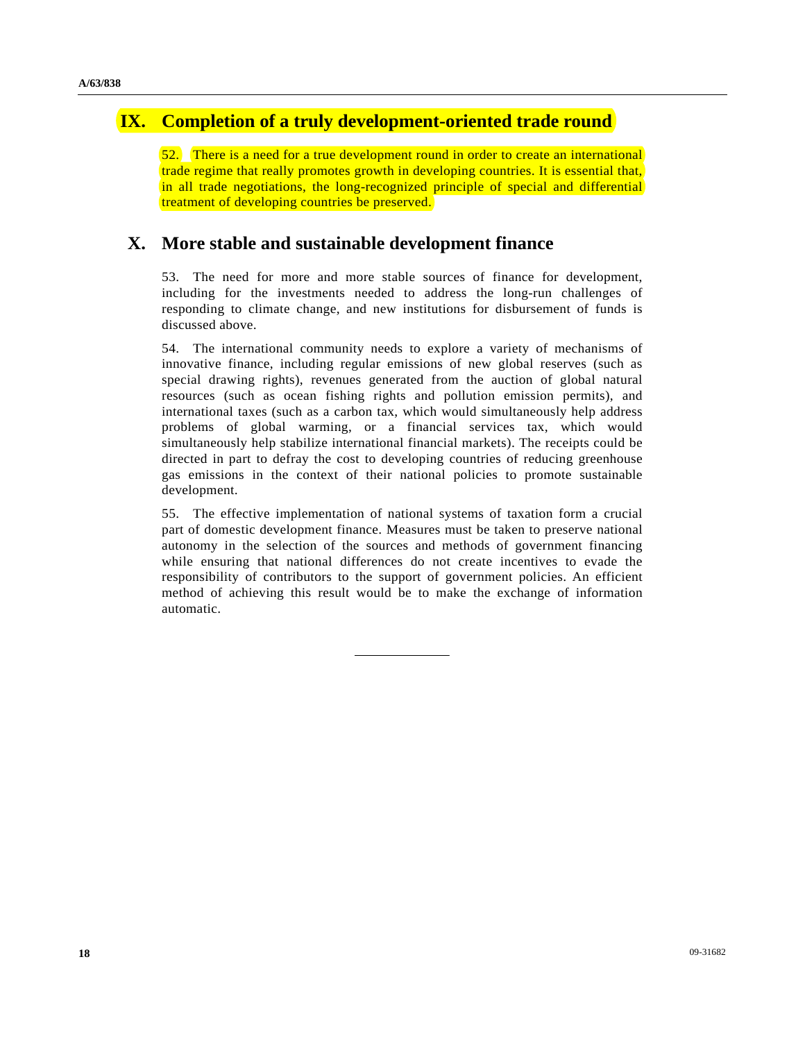## IX. Completion of a truly development-oriented trade round

52. There is a need for a true development round in order to create an international trade regime that really promotes growth in developing countries. It is essential that, in all trade negotiations, the long-recognized principle of special and differential treatment of developing countries be preserved.

## X. More stable and sustainable development finance

53. The need for more and more stable sources of finance for development, including for the investments needed to address the long-run challenges of responding to climate change, and new institutions for disbursement of funds is discussed above.

54. The international community needs to explore a variety of mechanisms of innovative finance, including regular emissions of new global reserves (such as special drawing rights), revenues generated from the auction of global natural resources (such as ocean fishing rights and pollution emission permits), and international taxes (such as a carbon tax, which would simultaneously help address problems of global warming, or a financial services tax, which would simultaneously help stabilize international financial markets). The receipts could be directed in part to defray the cost to developing countries of reducing greenhouse gas emissions in the context of their national policies to promote sustainable development.

55. The effective implementation of national systems of taxation form a crucial part of domestic development finance. Measures must be taken to preserve national autonomy in the selection of the sources and methods of government financing while ensuring that national differences do not create incentives to evade the responsibility of contributors to the support of government policies. An efficient method of achieving this result would be to make the exchange of information automatic.